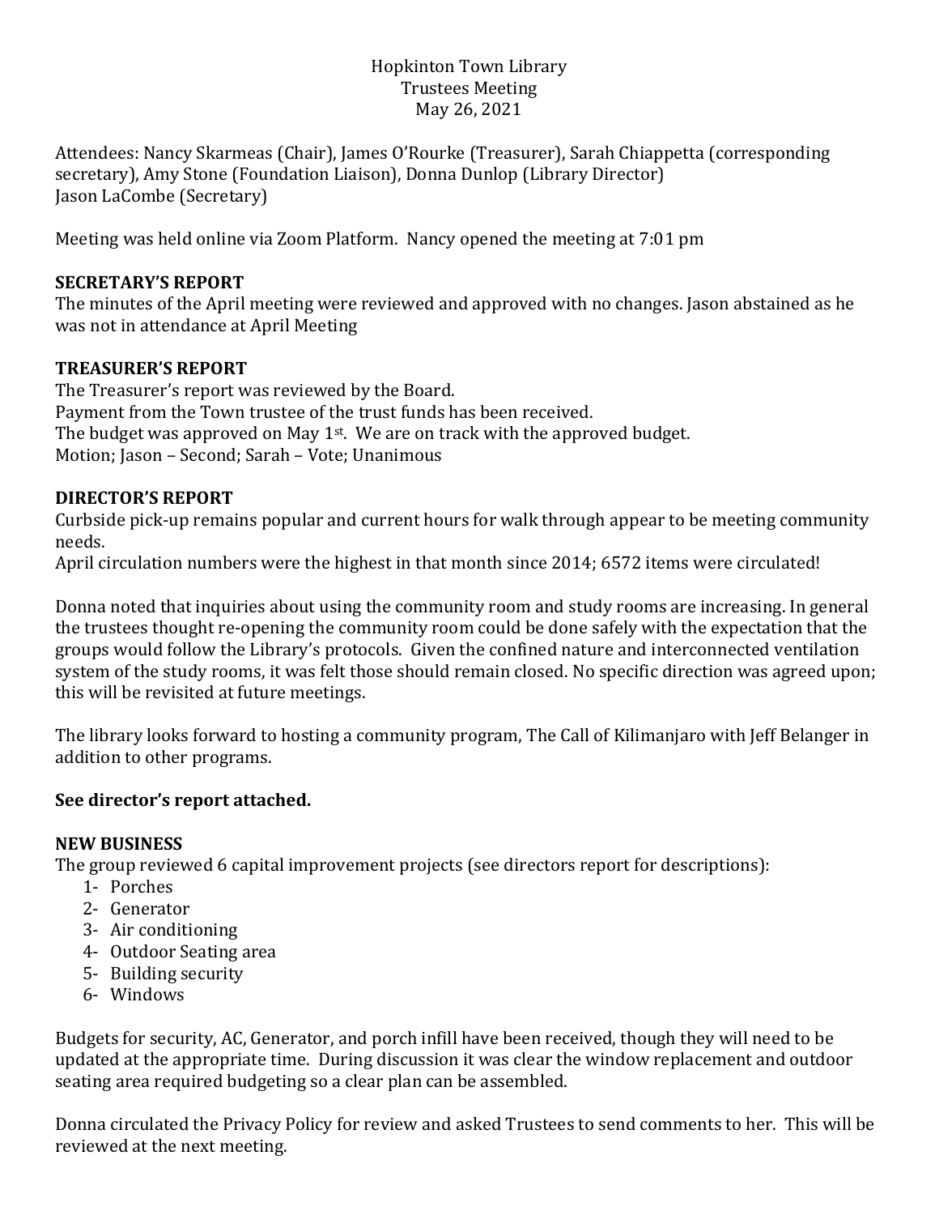Hopkinton Town Library
Trustees Meeting
May 26, 2021

Attendees: Nancy Skarmeas (Chair), James O'Rourke (Treasurer), Sarah Chiappetta (corresponding secretary), Amy Stone (Foundation Liaison), Donna Dunlop (Library Director)
Jason LaCombe (Secretary)

Meeting was held online via Zoom Platform. Nancy opened the meeting at 7:01 pm

**SECRETARY'S REPORT**

The minutes of the April meeting were reviewed and approved with no changes. Jason abstained as he was not in attendance at April Meeting

**TREASURER'S REPORT**

The Treasurer's report was reviewed by the Board.
Payment from the Town trustee of the trust funds has been received.
The budget was approved on May 1st. We are on track with the approved budget.
Motion; Jason – Second; Sarah – Vote; Unanimous

**DIRECTOR'S REPORT**

Curbside pick-up remains popular and current hours for walk through appear to be meeting community needs.
April circulation numbers were the highest in that month since 2014; 6572 items were circulated!

Donna noted that inquiries about using the community room and study rooms are increasing. In general the trustees thought re-opening the community room could be done safely with the expectation that the groups would follow the Library's protocols. Given the confined nature and interconnected ventilation system of the study rooms, it was felt those should remain closed. No specific direction was agreed upon; this will be revisited at future meetings.

The library looks forward to hosting a community program, The Call of Kilimanjaro with Jeff Belanger in addition to other programs.

**See director's report attached.**

**NEW BUSINESS**

The group reviewed 6 capital improvement projects (see directors report for descriptions):

1- Porches
2- Generator
3- Air conditioning
4- Outdoor Seating area
5- Building security
6- Windows

Budgets for security, AC, Generator, and porch infill have been received, though they will need to be updated at the appropriate time. During discussion it was clear the window replacement and outdoor seating area required budgeting so a clear plan can be assembled.

Donna circulated the Privacy Policy for review and asked Trustees to send comments to her. This will be reviewed at the next meeting.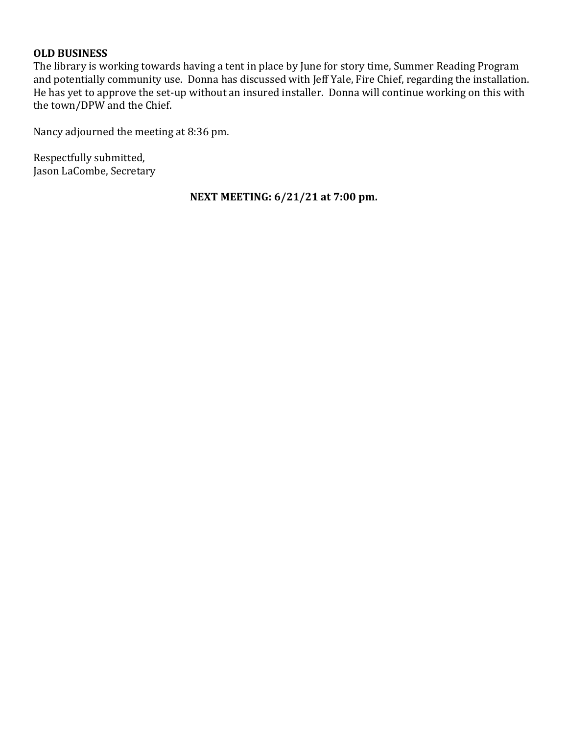**OLD BUSINESS**
The library is working towards having a tent in place by June for story time, Summer Reading Program and potentially community use. Donna has discussed with Jeff Yale, Fire Chief, regarding the installation. He has yet to approve the set-up without an insured installer. Donna will continue working on this with the town/DPW and the Chief.

Nancy adjourned the meeting at 8:36 pm.

Respectfully submitted,
Jason LaCombe, Secretary

**NEXT MEETING: 6/21/21 at 7:00 pm.**